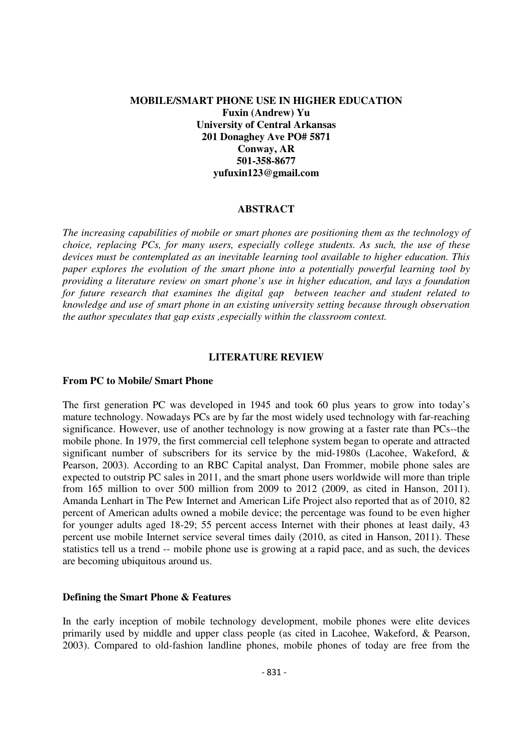# MOBILE/SMART PHONE USE IN HIGHER EDUCATION

**Fuxin (Andrew) Yu**
**University of Central Arkansas**
**201 Donaghey Ave PO# 5871**
**Conway, AR**
**501-358-8677**
**yufuxin123@gmail.com**

## ABSTRACT

*The increasing capabilities of mobile or smart phones are positioning them as the technology of choice, replacing PCs, for many users, especially college students. As such, the use of these devices must be contemplated as an inevitable learning tool available to higher education. This paper explores the evolution of the smart phone into a potentially powerful learning tool by providing a literature review on smart phone's use in higher education, and lays a foundation for future research that examines the digital gap between teacher and student related to knowledge and use of smart phone in an existing university setting because through observation the author speculates that gap exists ,especially within the classroom context.*

## LITERATURE REVIEW

### From PC to Mobile/ Smart Phone

The first generation PC was developed in 1945 and took 60 plus years to grow into today's mature technology. Nowadays PCs are by far the most widely used technology with far-reaching significance. However, use of another technology is now growing at a faster rate than PCs--the mobile phone. In 1979, the first commercial cell telephone system began to operate and attracted significant number of subscribers for its service by the mid-1980s (Lacohee, Wakeford, & Pearson, 2003). According to an RBC Capital analyst, Dan Frommer, mobile phone sales are expected to outstrip PC sales in 2011, and the smart phone users worldwide will more than triple from 165 million to over 500 million from 2009 to 2012 (2009, as cited in Hanson, 2011). Amanda Lenhart in The Pew Internet and American Life Project also reported that as of 2010, 82 percent of American adults owned a mobile device; the percentage was found to be even higher for younger adults aged 18-29; 55 percent access Internet with their phones at least daily, 43 percent use mobile Internet service several times daily (2010, as cited in Hanson, 2011). These statistics tell us a trend -- mobile phone use is growing at a rapid pace, and as such, the devices are becoming ubiquitous around us.

### Defining the Smart Phone & Features

In the early inception of mobile technology development, mobile phones were elite devices primarily used by middle and upper class people (as cited in Lacohee, Wakeford, & Pearson, 2003). Compared to old-fashion landline phones, mobile phones of today are free from the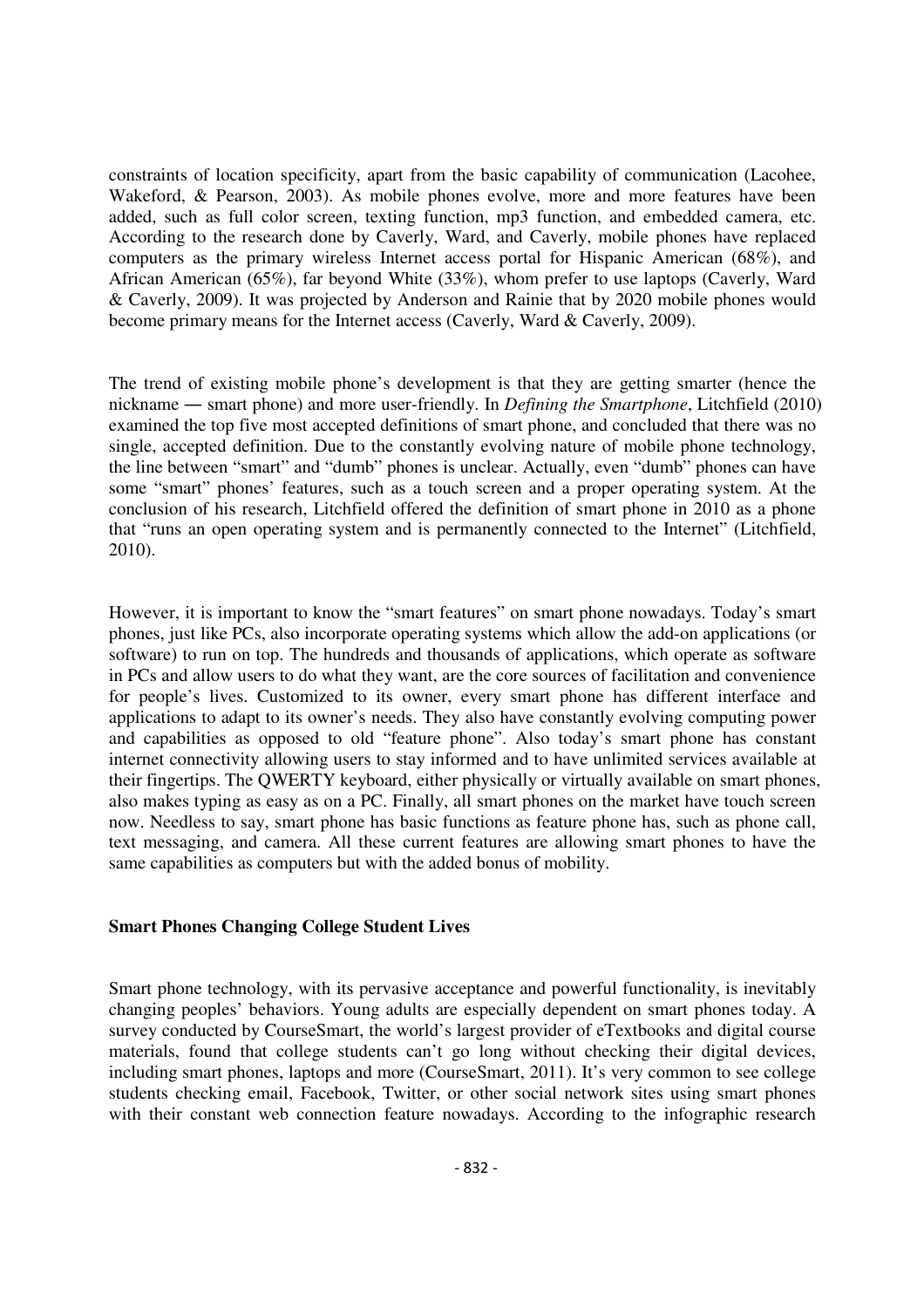constraints of location specificity, apart from the basic capability of communication (Lacohee, Wakeford, & Pearson, 2003). As mobile phones evolve, more and more features have been added, such as full color screen, texting function, mp3 function, and embedded camera, etc. According to the research done by Caverly, Ward, and Caverly, mobile phones have replaced computers as the primary wireless Internet access portal for Hispanic American (68%), and African American (65%), far beyond White (33%), whom prefer to use laptops (Caverly, Ward & Caverly, 2009). It was projected by Anderson and Rainie that by 2020 mobile phones would become primary means for the Internet access (Caverly, Ward & Caverly, 2009).

The trend of existing mobile phone's development is that they are getting smarter (hence the nickname ― smart phone) and more user-friendly. In *Defining the Smartphone*, Litchfield (2010) examined the top five most accepted definitions of smart phone, and concluded that there was no single, accepted definition. Due to the constantly evolving nature of mobile phone technology, the line between "smart" and "dumb" phones is unclear. Actually, even "dumb" phones can have some "smart" phones' features, such as a touch screen and a proper operating system. At the conclusion of his research, Litchfield offered the definition of smart phone in 2010 as a phone that "runs an open operating system and is permanently connected to the Internet" (Litchfield, 2010).

However, it is important to know the "smart features" on smart phone nowadays. Today's smart phones, just like PCs, also incorporate operating systems which allow the add-on applications (or software) to run on top. The hundreds and thousands of applications, which operate as software in PCs and allow users to do what they want, are the core sources of facilitation and convenience for people's lives. Customized to its owner, every smart phone has different interface and applications to adapt to its owner's needs. They also have constantly evolving computing power and capabilities as opposed to old "feature phone". Also today's smart phone has constant internet connectivity allowing users to stay informed and to have unlimited services available at their fingertips. The QWERTY keyboard, either physically or virtually available on smart phones, also makes typing as easy as on a PC. Finally, all smart phones on the market have touch screen now. Needless to say, smart phone has basic functions as feature phone has, such as phone call, text messaging, and camera. All these current features are allowing smart phones to have the same capabilities as computers but with the added bonus of mobility.

**Smart Phones Changing College Student Lives**

Smart phone technology, with its pervasive acceptance and powerful functionality, is inevitably changing peoples' behaviors. Young adults are especially dependent on smart phones today. A survey conducted by CourseSmart, the world's largest provider of eTextbooks and digital course materials, found that college students can't go long without checking their digital devices, including smart phones, laptops and more (CourseSmart, 2011). It's very common to see college students checking email, Facebook, Twitter, or other social network sites using smart phones with their constant web connection feature nowadays. According to the infographic research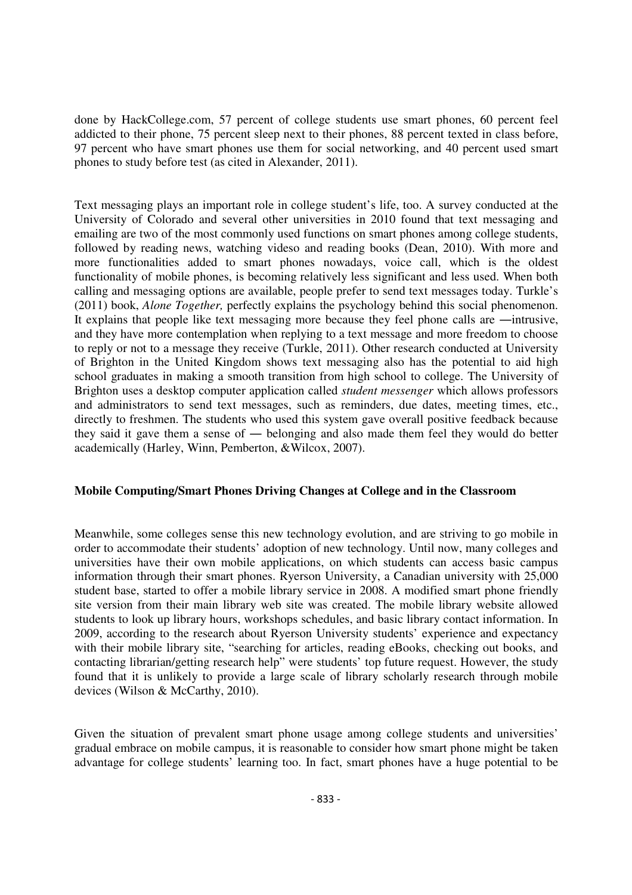done by HackCollege.com, 57 percent of college students use smart phones, 60 percent feel addicted to their phone, 75 percent sleep next to their phones, 88 percent texted in class before, 97 percent who have smart phones use them for social networking, and 40 percent used smart phones to study before test (as cited in Alexander, 2011).

Text messaging plays an important role in college student's life, too. A survey conducted at the University of Colorado and several other universities in 2010 found that text messaging and emailing are two of the most commonly used functions on smart phones among college students, followed by reading news, watching videso and reading books (Dean, 2010). With more and more functionalities added to smart phones nowadays, voice call, which is the oldest functionality of mobile phones, is becoming relatively less significant and less used. When both calling and messaging options are available, people prefer to send text messages today. Turkle's (2011) book, *Alone Together,* perfectly explains the psychology behind this social phenomenon. It explains that people like text messaging more because they feel phone calls are ―intrusive, and they have more contemplation when replying to a text message and more freedom to choose to reply or not to a message they receive (Turkle, 2011). Other research conducted at University of Brighton in the United Kingdom shows text messaging also has the potential to aid high school graduates in making a smooth transition from high school to college. The University of Brighton uses a desktop computer application called *student messenger* which allows professors and administrators to send text messages, such as reminders, due dates, meeting times, etc., directly to freshmen. The students who used this system gave overall positive feedback because they said it gave them a sense of ― belonging and also made them feel they would do better academically (Harley, Winn, Pemberton, &Wilcox, 2007).

**Mobile Computing/Smart Phones Driving Changes at College and in the Classroom**

Meanwhile, some colleges sense this new technology evolution, and are striving to go mobile in order to accommodate their students' adoption of new technology. Until now, many colleges and universities have their own mobile applications, on which students can access basic campus information through their smart phones. Ryerson University, a Canadian university with 25,000 student base, started to offer a mobile library service in 2008. A modified smart phone friendly site version from their main library web site was created. The mobile library website allowed students to look up library hours, workshops schedules, and basic library contact information. In 2009, according to the research about Ryerson University students' experience and expectancy with their mobile library site, "searching for articles, reading eBooks, checking out books, and contacting librarian/getting research help" were students' top future request. However, the study found that it is unlikely to provide a large scale of library scholarly research through mobile devices (Wilson & McCarthy, 2010).

Given the situation of prevalent smart phone usage among college students and universities' gradual embrace on mobile campus, it is reasonable to consider how smart phone might be taken advantage for college students' learning too. In fact, smart phones have a huge potential to be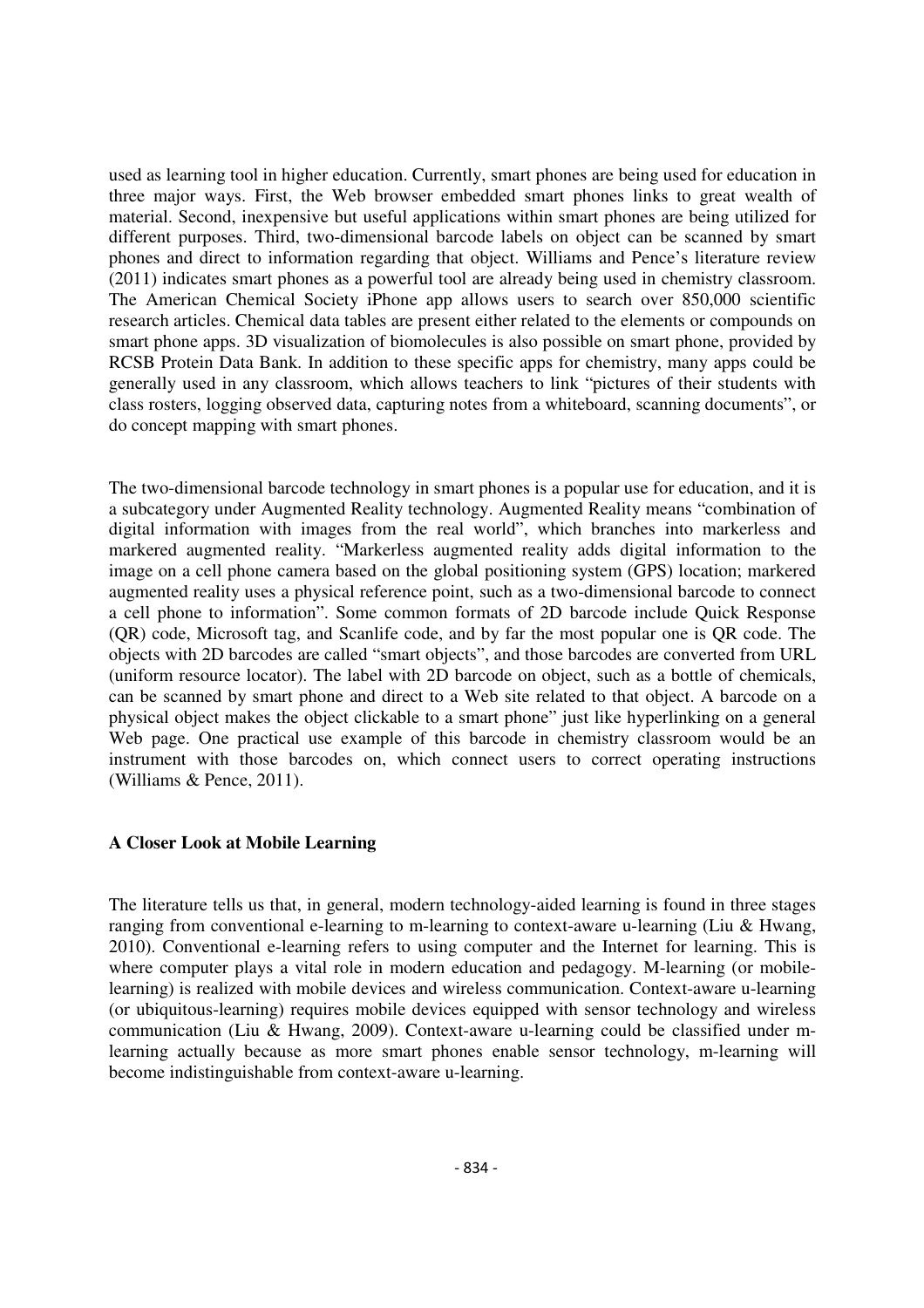used as learning tool in higher education. Currently, smart phones are being used for education in three major ways. First, the Web browser embedded smart phones links to great wealth of material. Second, inexpensive but useful applications within smart phones are being utilized for different purposes. Third, two-dimensional barcode labels on object can be scanned by smart phones and direct to information regarding that object. Williams and Pence's literature review (2011) indicates smart phones as a powerful tool are already being used in chemistry classroom. The American Chemical Society iPhone app allows users to search over 850,000 scientific research articles. Chemical data tables are present either related to the elements or compounds on smart phone apps. 3D visualization of biomolecules is also possible on smart phone, provided by RCSB Protein Data Bank. In addition to these specific apps for chemistry, many apps could be generally used in any classroom, which allows teachers to link "pictures of their students with class rosters, logging observed data, capturing notes from a whiteboard, scanning documents", or do concept mapping with smart phones.

The two-dimensional barcode technology in smart phones is a popular use for education, and it is a subcategory under Augmented Reality technology. Augmented Reality means "combination of digital information with images from the real world", which branches into markerless and markered augmented reality. "Markerless augmented reality adds digital information to the image on a cell phone camera based on the global positioning system (GPS) location; markered augmented reality uses a physical reference point, such as a two-dimensional barcode to connect a cell phone to information". Some common formats of 2D barcode include Quick Response (QR) code, Microsoft tag, and Scanlife code, and by far the most popular one is QR code. The objects with 2D barcodes are called "smart objects", and those barcodes are converted from URL (uniform resource locator). The label with 2D barcode on object, such as a bottle of chemicals, can be scanned by smart phone and direct to a Web site related to that object. A barcode on a physical object makes the object clickable to a smart phone" just like hyperlinking on a general Web page. One practical use example of this barcode in chemistry classroom would be an instrument with those barcodes on, which connect users to correct operating instructions (Williams & Pence, 2011).

## A Closer Look at Mobile Learning

The literature tells us that, in general, modern technology-aided learning is found in three stages ranging from conventional e-learning to m-learning to context-aware u-learning (Liu & Hwang, 2010). Conventional e-learning refers to using computer and the Internet for learning. This is where computer plays a vital role in modern education and pedagogy. M-learning (or mobile-learning) is realized with mobile devices and wireless communication. Context-aware u-learning (or ubiquitous-learning) requires mobile devices equipped with sensor technology and wireless communication (Liu & Hwang, 2009). Context-aware u-learning could be classified under m-learning actually because as more smart phones enable sensor technology, m-learning will become indistinguishable from context-aware u-learning.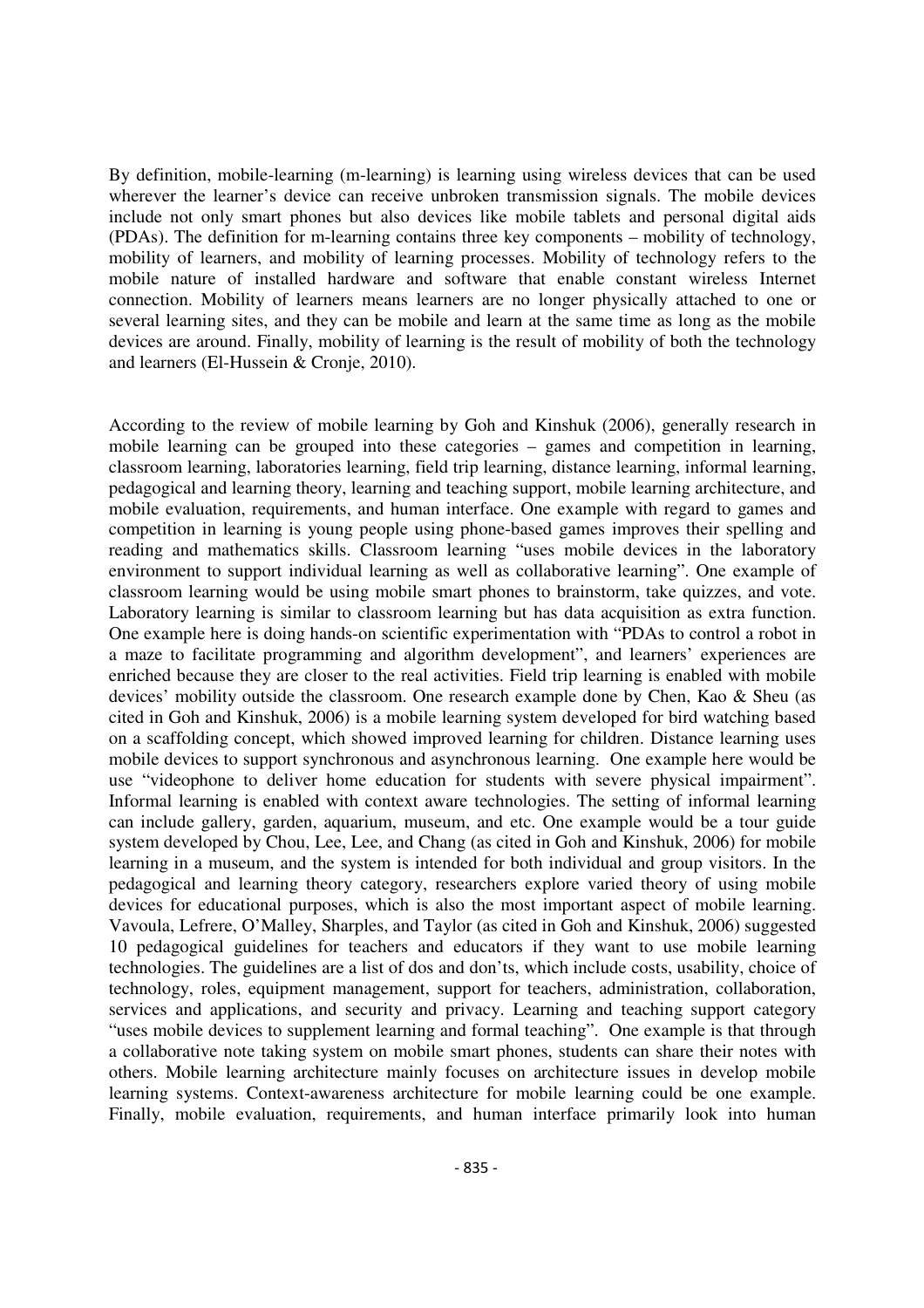By definition, mobile-learning (m-learning) is learning using wireless devices that can be used wherever the learner's device can receive unbroken transmission signals. The mobile devices include not only smart phones but also devices like mobile tablets and personal digital aids (PDAs). The definition for m-learning contains three key components – mobility of technology, mobility of learners, and mobility of learning processes. Mobility of technology refers to the mobile nature of installed hardware and software that enable constant wireless Internet connection. Mobility of learners means learners are no longer physically attached to one or several learning sites, and they can be mobile and learn at the same time as long as the mobile devices are around. Finally, mobility of learning is the result of mobility of both the technology and learners (El-Hussein & Cronje, 2010).

According to the review of mobile learning by Goh and Kinshuk (2006), generally research in mobile learning can be grouped into these categories – games and competition in learning, classroom learning, laboratories learning, field trip learning, distance learning, informal learning, pedagogical and learning theory, learning and teaching support, mobile learning architecture, and mobile evaluation, requirements, and human interface. One example with regard to games and competition in learning is young people using phone-based games improves their spelling and reading and mathematics skills. Classroom learning "uses mobile devices in the laboratory environment to support individual learning as well as collaborative learning". One example of classroom learning would be using mobile smart phones to brainstorm, take quizzes, and vote. Laboratory learning is similar to classroom learning but has data acquisition as extra function. One example here is doing hands-on scientific experimentation with "PDAs to control a robot in a maze to facilitate programming and algorithm development", and learners' experiences are enriched because they are closer to the real activities. Field trip learning is enabled with mobile devices' mobility outside the classroom. One research example done by Chen, Kao & Sheu (as cited in Goh and Kinshuk, 2006) is a mobile learning system developed for bird watching based on a scaffolding concept, which showed improved learning for children. Distance learning uses mobile devices to support synchronous and asynchronous learning. One example here would be use "videophone to deliver home education for students with severe physical impairment". Informal learning is enabled with context aware technologies. The setting of informal learning can include gallery, garden, aquarium, museum, and etc. One example would be a tour guide system developed by Chou, Lee, Lee, and Chang (as cited in Goh and Kinshuk, 2006) for mobile learning in a museum, and the system is intended for both individual and group visitors. In the pedagogical and learning theory category, researchers explore varied theory of using mobile devices for educational purposes, which is also the most important aspect of mobile learning. Vavoula, Lefrere, O'Malley, Sharples, and Taylor (as cited in Goh and Kinshuk, 2006) suggested 10 pedagogical guidelines for teachers and educators if they want to use mobile learning technologies. The guidelines are a list of dos and don'ts, which include costs, usability, choice of technology, roles, equipment management, support for teachers, administration, collaboration, services and applications, and security and privacy. Learning and teaching support category "uses mobile devices to supplement learning and formal teaching". One example is that through a collaborative note taking system on mobile smart phones, students can share their notes with others. Mobile learning architecture mainly focuses on architecture issues in develop mobile learning systems. Context-awareness architecture for mobile learning could be one example. Finally, mobile evaluation, requirements, and human interface primarily look into human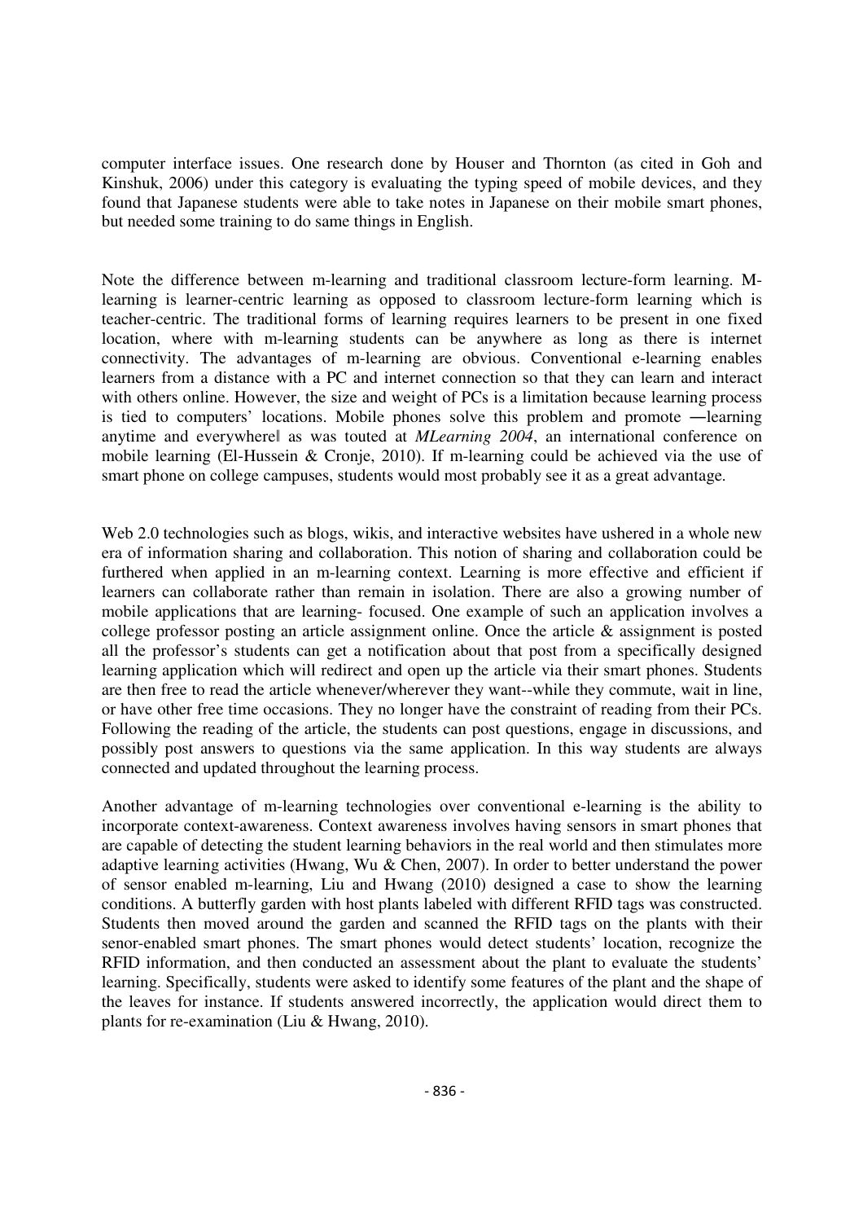computer interface issues. One research done by Houser and Thornton (as cited in Goh and Kinshuk, 2006) under this category is evaluating the typing speed of mobile devices, and they found that Japanese students were able to take notes in Japanese on their mobile smart phones, but needed some training to do same things in English.

Note the difference between m-learning and traditional classroom lecture-form learning. M-learning is learner-centric learning as opposed to classroom lecture-form learning which is teacher-centric. The traditional forms of learning requires learners to be present in one fixed location, where with m-learning students can be anywhere as long as there is internet connectivity. The advantages of m-learning are obvious. Conventional e-learning enables learners from a distance with a PC and internet connection so that they can learn and interact with others online. However, the size and weight of PCs is a limitation because learning process is tied to computers' locations. Mobile phones solve this problem and promote ―learning anytime and everywhere‖ as was touted at *MLearning 2004*, an international conference on mobile learning (El-Hussein & Cronje, 2010). If m-learning could be achieved via the use of smart phone on college campuses, students would most probably see it as a great advantage.

Web 2.0 technologies such as blogs, wikis, and interactive websites have ushered in a whole new era of information sharing and collaboration. This notion of sharing and collaboration could be furthered when applied in an m-learning context. Learning is more effective and efficient if learners can collaborate rather than remain in isolation. There are also a growing number of mobile applications that are learning- focused. One example of such an application involves a college professor posting an article assignment online. Once the article & assignment is posted all the professor's students can get a notification about that post from a specifically designed learning application which will redirect and open up the article via their smart phones. Students are then free to read the article whenever/wherever they want--while they commute, wait in line, or have other free time occasions. They no longer have the constraint of reading from their PCs. Following the reading of the article, the students can post questions, engage in discussions, and possibly post answers to questions via the same application. In this way students are always connected and updated throughout the learning process.

Another advantage of m-learning technologies over conventional e-learning is the ability to incorporate context-awareness. Context awareness involves having sensors in smart phones that are capable of detecting the student learning behaviors in the real world and then stimulates more adaptive learning activities (Hwang, Wu & Chen, 2007). In order to better understand the power of sensor enabled m-learning, Liu and Hwang (2010) designed a case to show the learning conditions. A butterfly garden with host plants labeled with different RFID tags was constructed. Students then moved around the garden and scanned the RFID tags on the plants with their senor-enabled smart phones. The smart phones would detect students' location, recognize the RFID information, and then conducted an assessment about the plant to evaluate the students' learning. Specifically, students were asked to identify some features of the plant and the shape of the leaves for instance. If students answered incorrectly, the application would direct them to plants for re-examination (Liu & Hwang, 2010).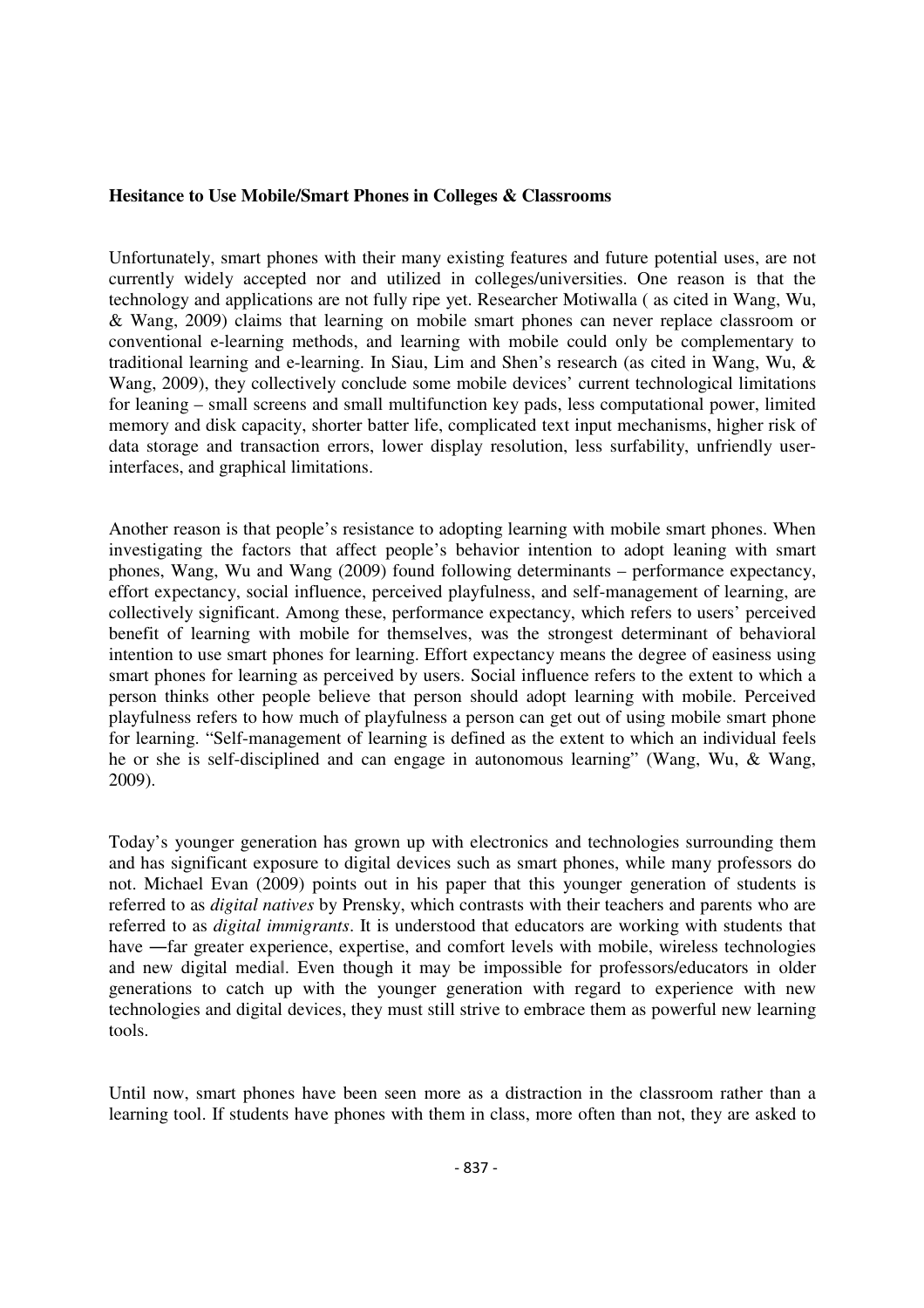**Hesitance to Use Mobile/Smart Phones in Colleges & Classrooms**

Unfortunately, smart phones with their many existing features and future potential uses, are not currently widely accepted nor and utilized in colleges/universities. One reason is that the technology and applications are not fully ripe yet. Researcher Motiwalla ( as cited in Wang, Wu, & Wang, 2009) claims that learning on mobile smart phones can never replace classroom or conventional e-learning methods, and learning with mobile could only be complementary to traditional learning and e-learning. In Siau, Lim and Shen's research (as cited in Wang, Wu, & Wang, 2009), they collectively conclude some mobile devices' current technological limitations for leaning – small screens and small multifunction key pads, less computational power, limited memory and disk capacity, shorter batter life, complicated text input mechanisms, higher risk of data storage and transaction errors, lower display resolution, less surfability, unfriendly user-interfaces, and graphical limitations.

Another reason is that people's resistance to adopting learning with mobile smart phones. When investigating the factors that affect people's behavior intention to adopt leaning with smart phones, Wang, Wu and Wang (2009) found following determinants – performance expectancy, effort expectancy, social influence, perceived playfulness, and self-management of learning, are collectively significant. Among these, performance expectancy, which refers to users' perceived benefit of learning with mobile for themselves, was the strongest determinant of behavioral intention to use smart phones for learning. Effort expectancy means the degree of easiness using smart phones for learning as perceived by users. Social influence refers to the extent to which a person thinks other people believe that person should adopt learning with mobile. Perceived playfulness refers to how much of playfulness a person can get out of using mobile smart phone for learning. "Self-management of learning is defined as the extent to which an individual feels he or she is self-disciplined and can engage in autonomous learning" (Wang, Wu, & Wang, 2009).

Today's younger generation has grown up with electronics and technologies surrounding them and has significant exposure to digital devices such as smart phones, while many professors do not. Michael Evan (2009) points out in his paper that this younger generation of students is referred to as *digital natives* by Prensky, which contrasts with their teachers and parents who are referred to as *digital immigrants*. It is understood that educators are working with students that have ―far greater experience, expertise, and comfort levels with mobile, wireless technologies and new digital media‖. Even though it may be impossible for professors/educators in older generations to catch up with the younger generation with regard to experience with new technologies and digital devices, they must still strive to embrace them as powerful new learning tools.

Until now, smart phones have been seen more as a distraction in the classroom rather than a learning tool. If students have phones with them in class, more often than not, they are asked to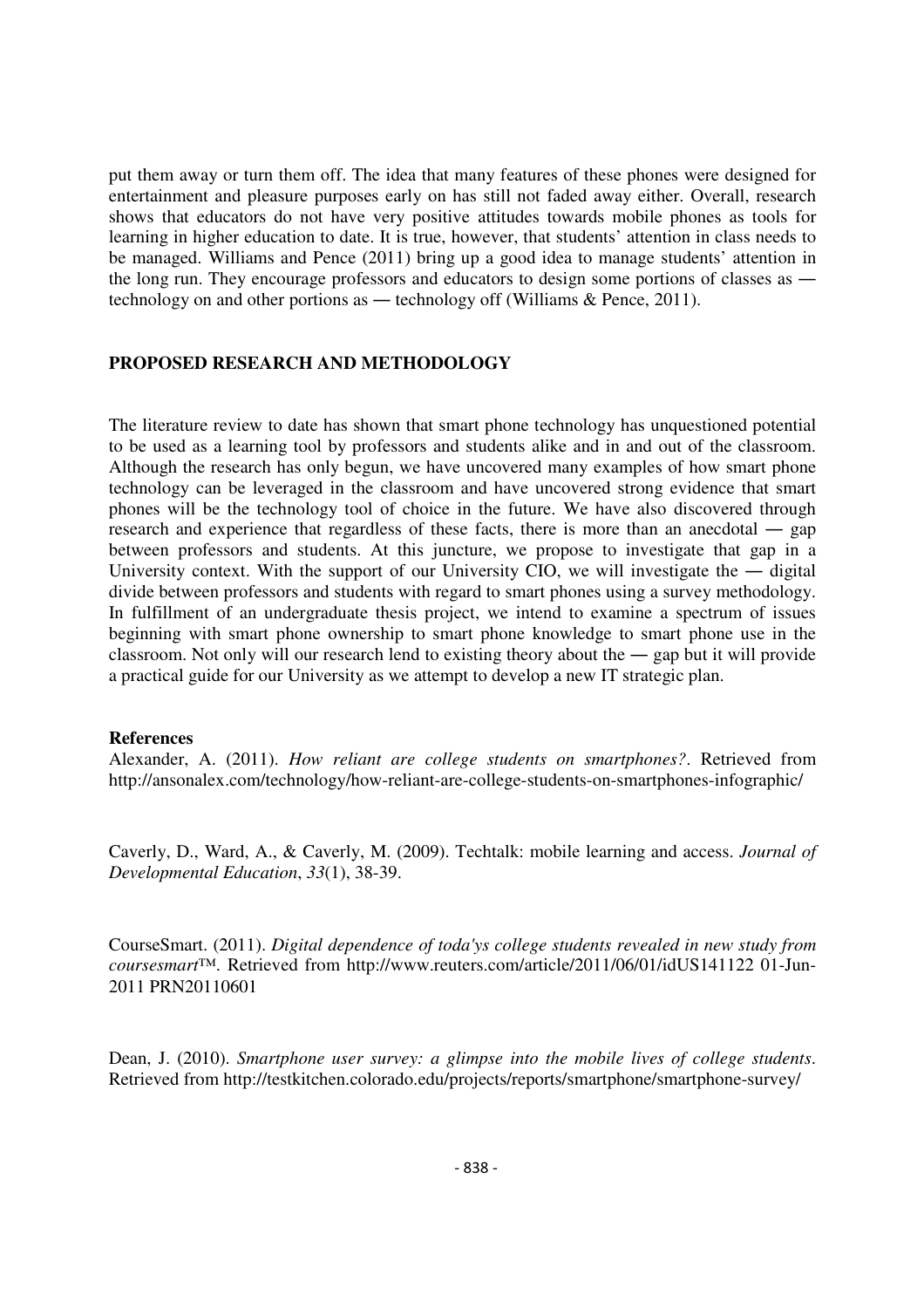put them away or turn them off. The idea that many features of these phones were designed for entertainment and pleasure purposes early on has still not faded away either. Overall, research shows that educators do not have very positive attitudes towards mobile phones as tools for learning in higher education to date. It is true, however, that students' attention in class needs to be managed. Williams and Pence (2011) bring up a good idea to manage students' attention in the long run. They encourage professors and educators to design some portions of classes as ― technology on and other portions as ― technology off (Williams & Pence, 2011).

## PROPOSED RESEARCH AND METHODOLOGY

The literature review to date has shown that smart phone technology has unquestioned potential to be used as a learning tool by professors and students alike and in and out of the classroom. Although the research has only begun, we have uncovered many examples of how smart phone technology can be leveraged in the classroom and have uncovered strong evidence that smart phones will be the technology tool of choice in the future. We have also discovered through research and experience that regardless of these facts, there is more than an anecdotal ― gap between professors and students. At this juncture, we propose to investigate that gap in a University context. With the support of our University CIO, we will investigate the ― digital divide between professors and students with regard to smart phones using a survey methodology. In fulfillment of an undergraduate thesis project, we intend to examine a spectrum of issues beginning with smart phone ownership to smart phone knowledge to smart phone use in the classroom. Not only will our research lend to existing theory about the ― gap but it will provide a practical guide for our University as we attempt to develop a new IT strategic plan.

**References**

Alexander, A. (2011). *How reliant are college students on smartphones?*. Retrieved from http://ansonalex.com/technology/how-reliant-are-college-students-on-smartphones-infographic/

Caverly, D., Ward, A., & Caverly, M. (2009). Techtalk: mobile learning and access. *Journal of Developmental Education*, *33*(1), 38-39.

CourseSmart. (2011). *Digital dependence of toda'ys college students revealed in new study from coursesmart*™. Retrieved from http://www.reuters.com/article/2011/06/01/idUS141122 01-Jun-2011 PRN20110601

Dean, J. (2010). *Smartphone user survey: a glimpse into the mobile lives of college students*. Retrieved from http://testkitchen.colorado.edu/projects/reports/smartphone/smartphone-survey/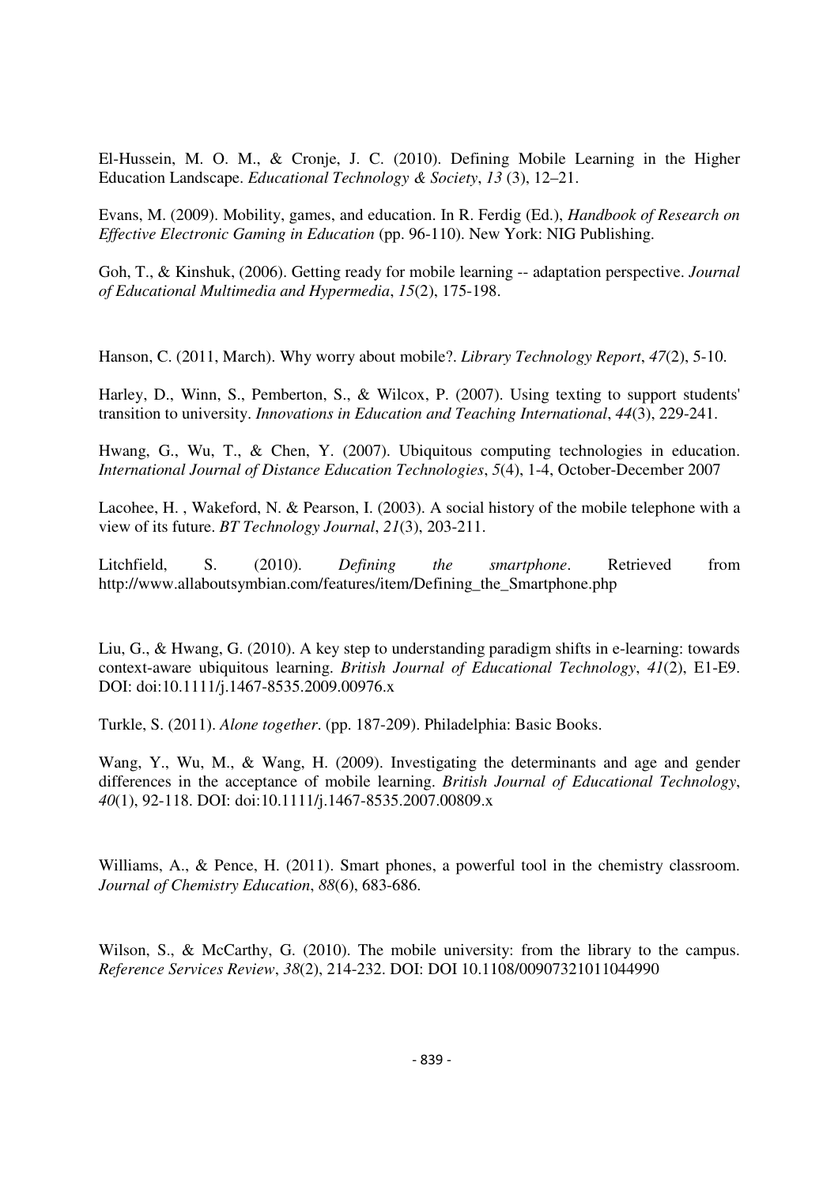El-Hussein, M. O. M., & Cronje, J. C. (2010). Defining Mobile Learning in the Higher Education Landscape. *Educational Technology & Society*, *13* (3), 12–21.

Evans, M. (2009). Mobility, games, and education. In R. Ferdig (Ed.), *Handbook of Research on Effective Electronic Gaming in Education* (pp. 96-110). New York: NIG Publishing.

Goh, T., & Kinshuk, (2006). Getting ready for mobile learning -- adaptation perspective. *Journal of Educational Multimedia and Hypermedia*, *15*(2), 175-198.

Hanson, C. (2011, March). Why worry about mobile?. *Library Technology Report*, *47*(2), 5-10.

Harley, D., Winn, S., Pemberton, S., & Wilcox, P. (2007). Using texting to support students' transition to university. *Innovations in Education and Teaching International*, *44*(3), 229-241.

Hwang, G., Wu, T., & Chen, Y. (2007). Ubiquitous computing technologies in education. *International Journal of Distance Education Technologies*, *5*(4), 1-4, October-December 2007

Lacohee, H. , Wakeford, N. & Pearson, I. (2003). A social history of the mobile telephone with a view of its future. *BT Technology Journal*, *21*(3), 203-211.

Litchfield, S. (2010). *Defining the smartphone*. Retrieved from http://www.allaboutsymbian.com/features/item/Defining_the_Smartphone.php

Liu, G., & Hwang, G. (2010). A key step to understanding paradigm shifts in e-learning: towards context-aware ubiquitous learning. *British Journal of Educational Technology*, *41*(2), E1-E9. DOI: doi:10.1111/j.1467-8535.2009.00976.x

Turkle, S. (2011). *Alone together*. (pp. 187-209). Philadelphia: Basic Books.

Wang, Y., Wu, M., & Wang, H. (2009). Investigating the determinants and age and gender differences in the acceptance of mobile learning. *British Journal of Educational Technology*, *40*(1), 92-118. DOI: doi:10.1111/j.1467-8535.2007.00809.x

Williams, A., & Pence, H. (2011). Smart phones, a powerful tool in the chemistry classroom. *Journal of Chemistry Education*, *88*(6), 683-686.

Wilson, S., & McCarthy, G. (2010). The mobile university: from the library to the campus. *Reference Services Review*, *38*(2), 214-232. DOI: DOI 10.1108/00907321011044990